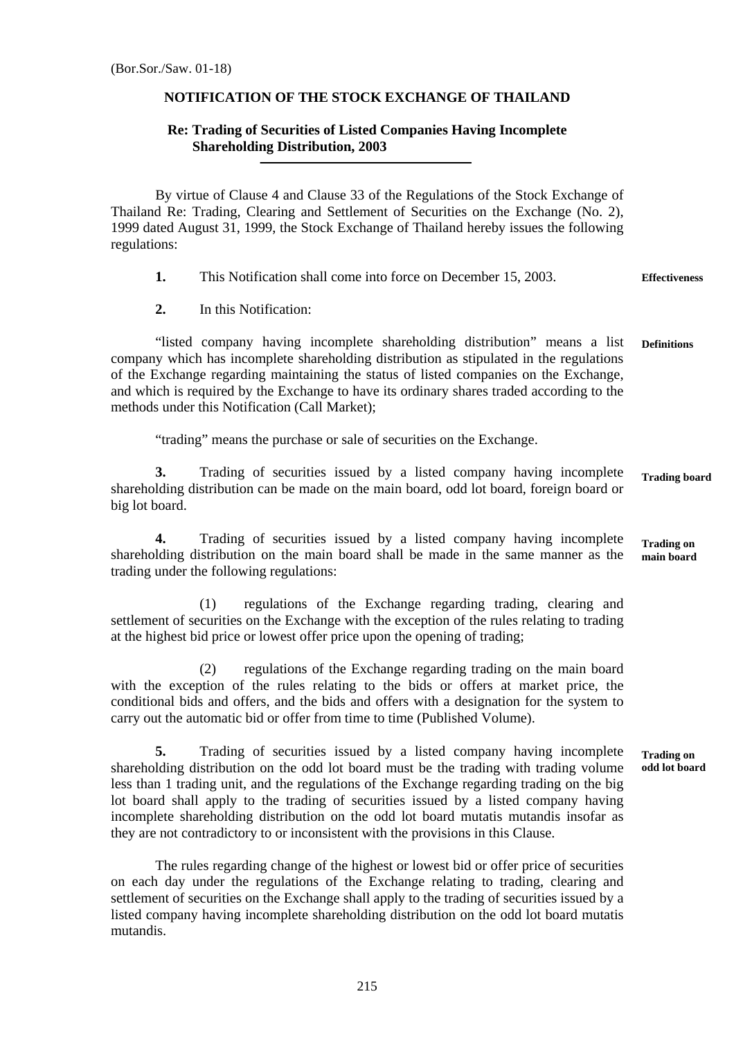(Bor.Sor./Saw. 01-18)

## NOTIFICATION OF THE STOCK EXCHANGE OF THAILAND

### Re: Trading of Securities of Listed Companies Having Incomplete Shareholding Distribution, 2003

By virtue of Clause 4 and Clause 33 of the Regulations of the Stock Exchange of Thailand Re: Trading, Clearing and Settlement of Securities on the Exchange (No. 2), 1999 dated August 31, 1999, the Stock Exchange of Thailand hereby issues the following regulations:

**Effectiveness**

**1.** This Notification shall come into force on December 15, 2003.

**Definitions**

**2.** In this Notification:

"listed company having incomplete shareholding distribution" means a list company which has incomplete shareholding distribution as stipulated in the regulations of the Exchange regarding maintaining the status of listed companies on the Exchange, and which is required by the Exchange to have its ordinary shares traded according to the methods under this Notification (Call Market);

"trading" means the purchase or sale of securities on the Exchange.

**Trading board**

**3.** Trading of securities issued by a listed company having incomplete shareholding distribution can be made on the main board, odd lot board, foreign board or big lot board.

**Trading on main board**

**4.** Trading of securities issued by a listed company having incomplete shareholding distribution on the main board shall be made in the same manner as the trading under the following regulations:

(1) regulations of the Exchange regarding trading, clearing and settlement of securities on the Exchange with the exception of the rules relating to trading at the highest bid price or lowest offer price upon the opening of trading;

(2) regulations of the Exchange regarding trading on the main board with the exception of the rules relating to the bids or offers at market price, the conditional bids and offers, and the bids and offers with a designation for the system to carry out the automatic bid or offer from time to time (Published Volume).

**Trading on odd lot board**

**5.** Trading of securities issued by a listed company having incomplete shareholding distribution on the odd lot board must be the trading with trading volume less than 1 trading unit, and the regulations of the Exchange regarding trading on the big lot board shall apply to the trading of securities issued by a listed company having incomplete shareholding distribution on the odd lot board mutatis mutandis insofar as they are not contradictory to or inconsistent with the provisions in this Clause.

The rules regarding change of the highest or lowest bid or offer price of securities on each day under the regulations of the Exchange relating to trading, clearing and settlement of securities on the Exchange shall apply to the trading of securities issued by a listed company having incomplete shareholding distribution on the odd lot board mutatis mutandis.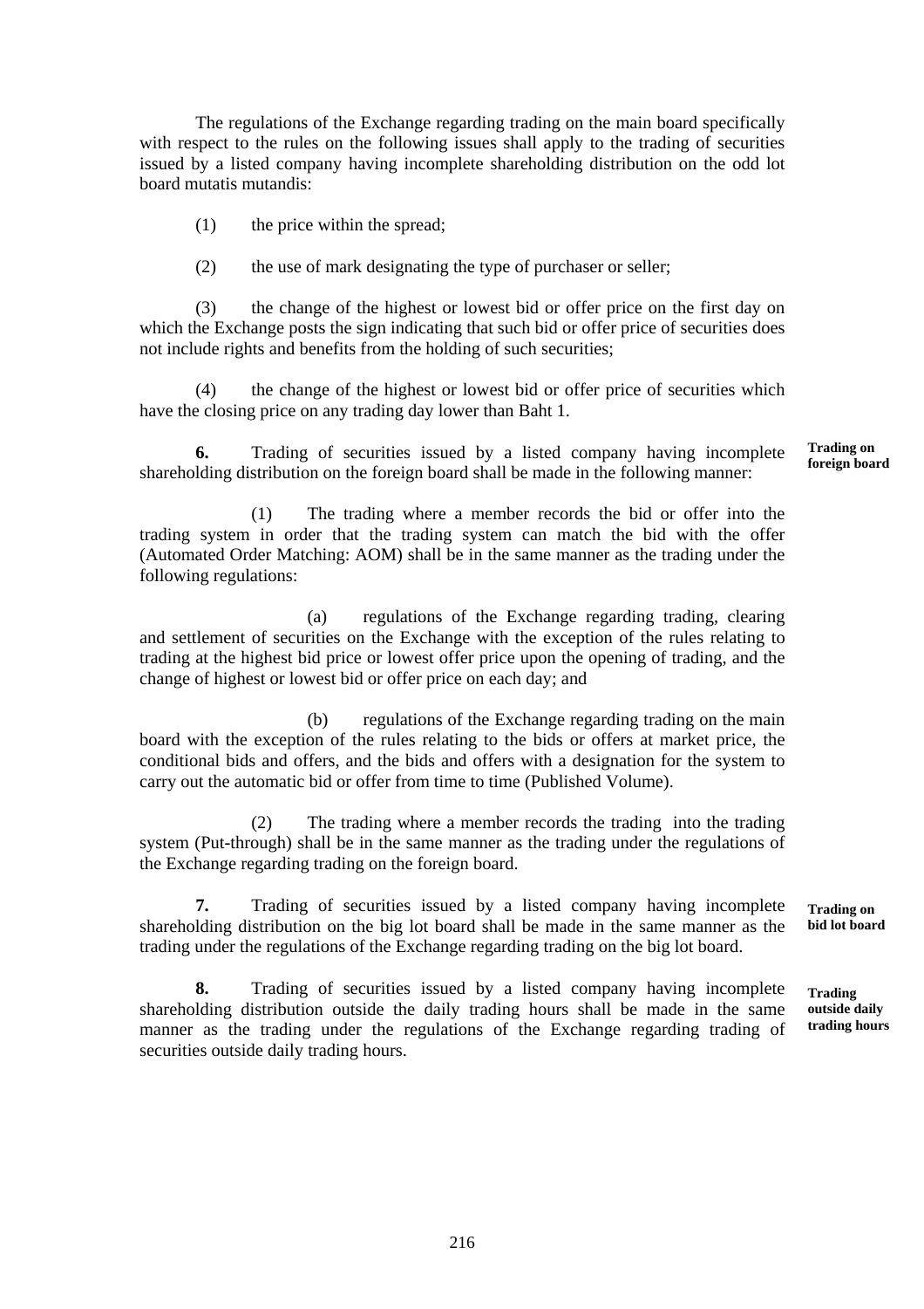The regulations of the Exchange regarding trading on the main board specifically with respect to the rules on the following issues shall apply to the trading of securities issued by a listed company having incomplete shareholding distribution on the odd lot board mutatis mutandis:

(1) the price within the spread;

(2) the use of mark designating the type of purchaser or seller;

(3) the change of the highest or lowest bid or offer price on the first day on which the Exchange posts the sign indicating that such bid or offer price of securities does not include rights and benefits from the holding of such securities;

(4) the change of the highest or lowest bid or offer price of securities which have the closing price on any trading day lower than Baht 1.

**Trading on foreign board**

**6.** Trading of securities issued by a listed company having incomplete shareholding distribution on the foreign board shall be made in the following manner:

(1) The trading where a member records the bid or offer into the trading system in order that the trading system can match the bid with the offer (Automated Order Matching: AOM) shall be in the same manner as the trading under the following regulations:

(a) regulations of the Exchange regarding trading, clearing and settlement of securities on the Exchange with the exception of the rules relating to trading at the highest bid price or lowest offer price upon the opening of trading, and the change of highest or lowest bid or offer price on each day; and

(b) regulations of the Exchange regarding trading on the main board with the exception of the rules relating to the bids or offers at market price, the conditional bids and offers, and the bids and offers with a designation for the system to carry out the automatic bid or offer from time to time (Published Volume).

(2) The trading where a member records the trading into the trading system (Put-through) shall be in the same manner as the trading under the regulations of the Exchange regarding trading on the foreign board.

**Trading on bid lot board**

**7.** Trading of securities issued by a listed company having incomplete shareholding distribution on the big lot board shall be made in the same manner as the trading under the regulations of the Exchange regarding trading on the big lot board.

**Trading outside daily trading hours**

**8.** Trading of securities issued by a listed company having incomplete shareholding distribution outside the daily trading hours shall be made in the same manner as the trading under the regulations of the Exchange regarding trading of securities outside daily trading hours.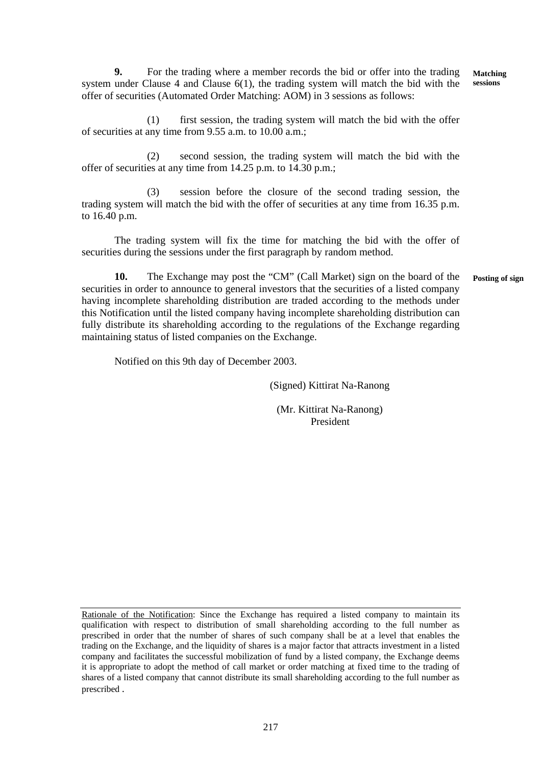**9.** For the trading where a member records the bid or offer into the trading system under Clause 4 and Clause 6(1), the trading system will match the bid with the offer of securities (Automated Order Matching: AOM) in 3 sessions as follows: **Matching sessions**

(1) first session, the trading system will match the bid with the offer of securities at any time from 9.55 a.m. to 10.00 a.m.;

(2) second session, the trading system will match the bid with the offer of securities at any time from 14.25 p.m. to 14.30 p.m.;

(3) session before the closure of the second trading session, the trading system will match the bid with the offer of securities at any time from 16.35 p.m. to 16.40 p.m.

The trading system will fix the time for matching the bid with the offer of securities during the sessions under the first paragraph by random method.

**10.** The Exchange may post the "CM" (Call Market) sign on the board of the securities in order to announce to general investors that the securities of a listed company having incomplete shareholding distribution are traded according to the methods under this Notification until the listed company having incomplete shareholding distribution can fully distribute its shareholding according to the regulations of the Exchange regarding maintaining status of listed companies on the Exchange. **Posting of sign**

Notified on this 9th day of December 2003.

(Signed) Kittirat Na-Ranong

(Mr. Kittirat Na-Ranong)
President

---

Rationale of the Notification: Since the Exchange has required a listed company to maintain its qualification with respect to distribution of small shareholding according to the full number as prescribed in order that the number of shares of such company shall be at a level that enables the trading on the Exchange, and the liquidity of shares is a major factor that attracts investment in a listed company and facilitates the successful mobilization of fund by a listed company, the Exchange deems it is appropriate to adopt the method of call market or order matching at fixed time to the trading of shares of a listed company that cannot distribute its small shareholding according to the full number as prescribed .